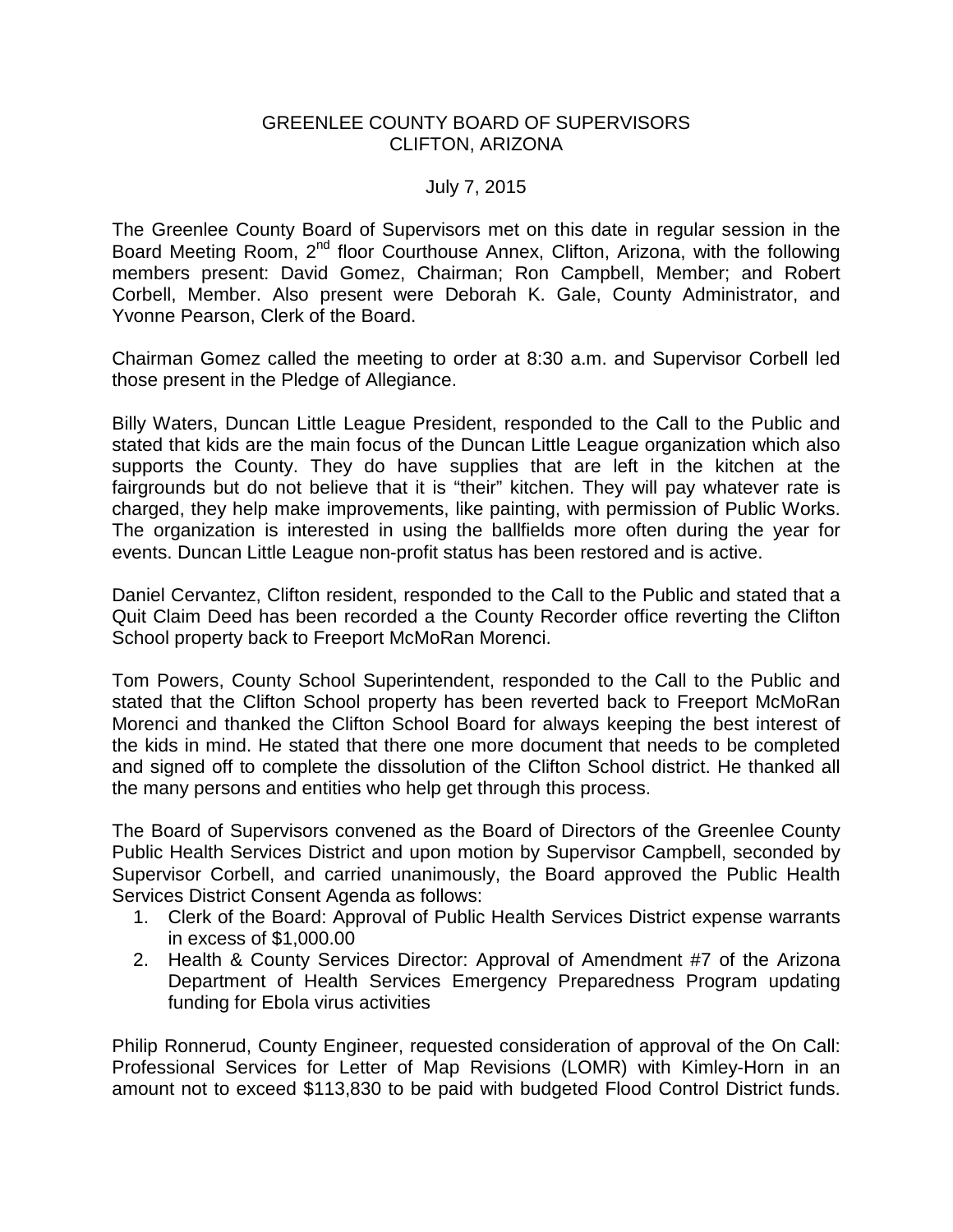# GREENLEE COUNTY BOARD OF SUPERVISORS
# CLIFTON, ARIZONA

July 7, 2015

The Greenlee County Board of Supervisors met on this date in regular session in the Board Meeting Room, 2nd floor Courthouse Annex, Clifton, Arizona, with the following members present: David Gomez, Chairman; Ron Campbell, Member; and Robert Corbell, Member. Also present were Deborah K. Gale, County Administrator, and Yvonne Pearson, Clerk of the Board.

Chairman Gomez called the meeting to order at 8:30 a.m. and Supervisor Corbell led those present in the Pledge of Allegiance.

Billy Waters, Duncan Little League President, responded to the Call to the Public and stated that kids are the main focus of the Duncan Little League organization which also supports the County. They do have supplies that are left in the kitchen at the fairgrounds but do not believe that it is "their" kitchen. They will pay whatever rate is charged, they help make improvements, like painting, with permission of Public Works. The organization is interested in using the ballfields more often during the year for events. Duncan Little League non-profit status has been restored and is active.

Daniel Cervantez, Clifton resident, responded to the Call to the Public and stated that a Quit Claim Deed has been recorded a the County Recorder office reverting the Clifton School property back to Freeport McMoRan Morenci.

Tom Powers, County School Superintendent, responded to the Call to the Public and stated that the Clifton School property has been reverted back to Freeport McMoRan Morenci and thanked the Clifton School Board for always keeping the best interest of the kids in mind. He stated that there one more document that needs to be completed and signed off to complete the dissolution of the Clifton School district. He thanked all the many persons and entities who help get through this process.

The Board of Supervisors convened as the Board of Directors of the Greenlee County Public Health Services District and upon motion by Supervisor Campbell, seconded by Supervisor Corbell, and carried unanimously, the Board approved the Public Health Services District Consent Agenda as follows:

1. Clerk of the Board: Approval of Public Health Services District expense warrants in excess of $1,000.00
2. Health & County Services Director: Approval of Amendment #7 of the Arizona Department of Health Services Emergency Preparedness Program updating funding for Ebola virus activities

Philip Ronnerud, County Engineer, requested consideration of approval of the On Call: Professional Services for Letter of Map Revisions (LOMR) with Kimley-Horn in an amount not to exceed $113,830 to be paid with budgeted Flood Control District funds.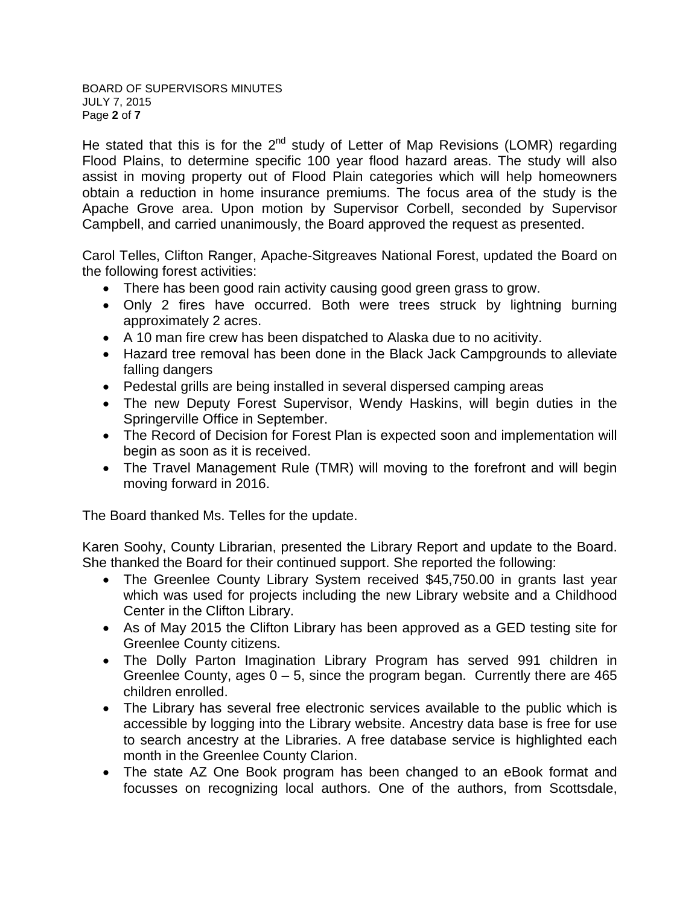He stated that this is for the 2nd study of Letter of Map Revisions (LOMR) regarding Flood Plains, to determine specific 100 year flood hazard areas. The study will also assist in moving property out of Flood Plain categories which will help homeowners obtain a reduction in home insurance premiums. The focus area of the study is the Apache Grove area. Upon motion by Supervisor Corbell, seconded by Supervisor Campbell, and carried unanimously, the Board approved the request as presented.

Carol Telles, Clifton Ranger, Apache-Sitgreaves National Forest, updated the Board on the following forest activities:

- There has been good rain activity causing good green grass to grow.
- Only 2 fires have occurred. Both were trees struck by lightning burning approximately 2 acres.
- A 10 man fire crew has been dispatched to Alaska due to no acitivity.
- Hazard tree removal has been done in the Black Jack Campgrounds to alleviate falling dangers
- Pedestal grills are being installed in several dispersed camping areas
- The new Deputy Forest Supervisor, Wendy Haskins, will begin duties in the Springerville Office in September.
- The Record of Decision for Forest Plan is expected soon and implementation will begin as soon as it is received.
- The Travel Management Rule (TMR) will moving to the forefront and will begin moving forward in 2016.

The Board thanked Ms. Telles for the update.

Karen Soohy, County Librarian, presented the Library Report and update to the Board. She thanked the Board for their continued support. She reported the following:

- The Greenlee County Library System received $45,750.00 in grants last year which was used for projects including the new Library website and a Childhood Center in the Clifton Library.
- As of May 2015 the Clifton Library has been approved as a GED testing site for Greenlee County citizens.
- The Dolly Parton Imagination Library Program has served 991 children in Greenlee County, ages 0 – 5, since the program began. Currently there are 465 children enrolled.
- The Library has several free electronic services available to the public which is accessible by logging into the Library website. Ancestry data base is free for use to search ancestry at the Libraries. A free database service is highlighted each month in the Greenlee County Clarion.
- The state AZ One Book program has been changed to an eBook format and focusses on recognizing local authors. One of the authors, from Scottsdale,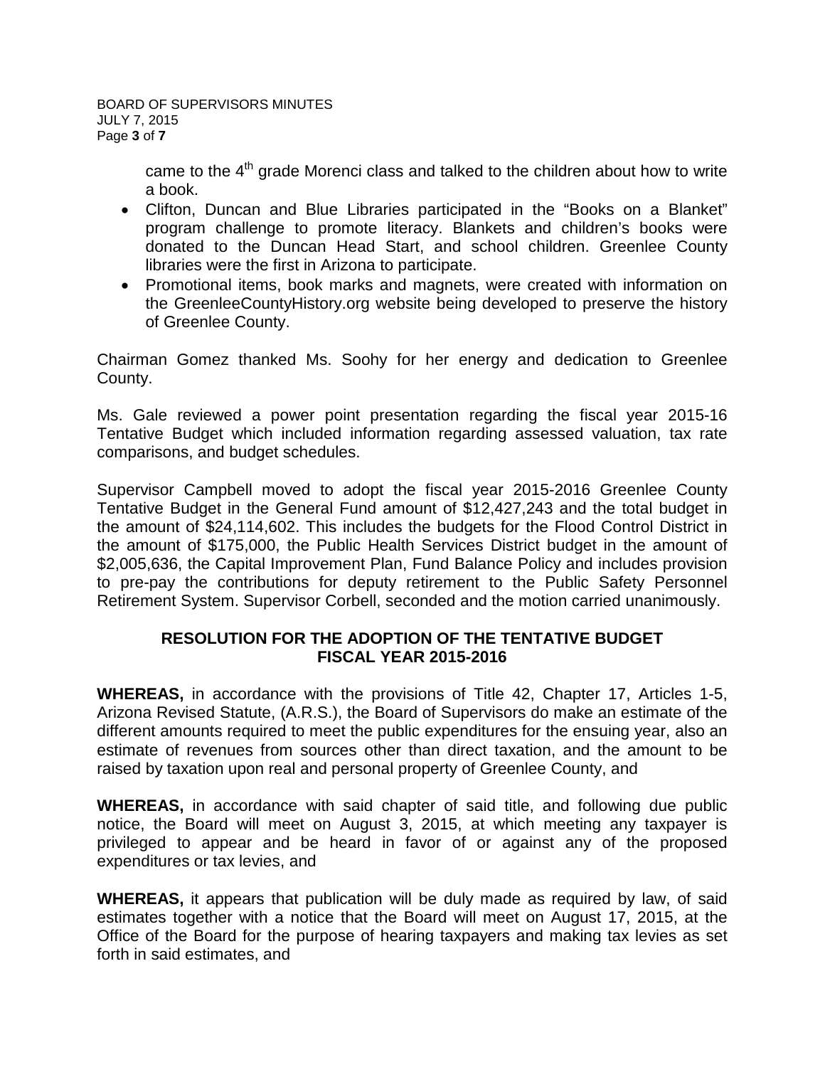came to the 4th grade Morenci class and talked to the children about how to write a book.

- Clifton, Duncan and Blue Libraries participated in the "Books on a Blanket" program challenge to promote literacy. Blankets and children's books were donated to the Duncan Head Start, and school children. Greenlee County libraries were the first in Arizona to participate.
- Promotional items, book marks and magnets, were created with information on the GreenleeCountyHistory.org website being developed to preserve the history of Greenlee County.

Chairman Gomez thanked Ms. Soohy for her energy and dedication to Greenlee County.

Ms. Gale reviewed a power point presentation regarding the fiscal year 2015-16 Tentative Budget which included information regarding assessed valuation, tax rate comparisons, and budget schedules.

Supervisor Campbell moved to adopt the fiscal year 2015-2016 Greenlee County Tentative Budget in the General Fund amount of $12,427,243 and the total budget in the amount of $24,114,602. This includes the budgets for the Flood Control District in the amount of $175,000, the Public Health Services District budget in the amount of $2,005,636, the Capital Improvement Plan, Fund Balance Policy and includes provision to pre-pay the contributions for deputy retirement to the Public Safety Personnel Retirement System. Supervisor Corbell, seconded and the motion carried unanimously.

**RESOLUTION FOR THE ADOPTION OF THE TENTATIVE BUDGET FISCAL YEAR 2015-2016**

**WHEREAS,** in accordance with the provisions of Title 42, Chapter 17, Articles 1-5, Arizona Revised Statute, (A.R.S.), the Board of Supervisors do make an estimate of the different amounts required to meet the public expenditures for the ensuing year, also an estimate of revenues from sources other than direct taxation, and the amount to be raised by taxation upon real and personal property of Greenlee County, and

**WHEREAS,** in accordance with said chapter of said title, and following due public notice, the Board will meet on August 3, 2015, at which meeting any taxpayer is privileged to appear and be heard in favor of or against any of the proposed expenditures or tax levies, and

**WHEREAS,** it appears that publication will be duly made as required by law, of said estimates together with a notice that the Board will meet on August 17, 2015, at the Office of the Board for the purpose of hearing taxpayers and making tax levies as set forth in said estimates, and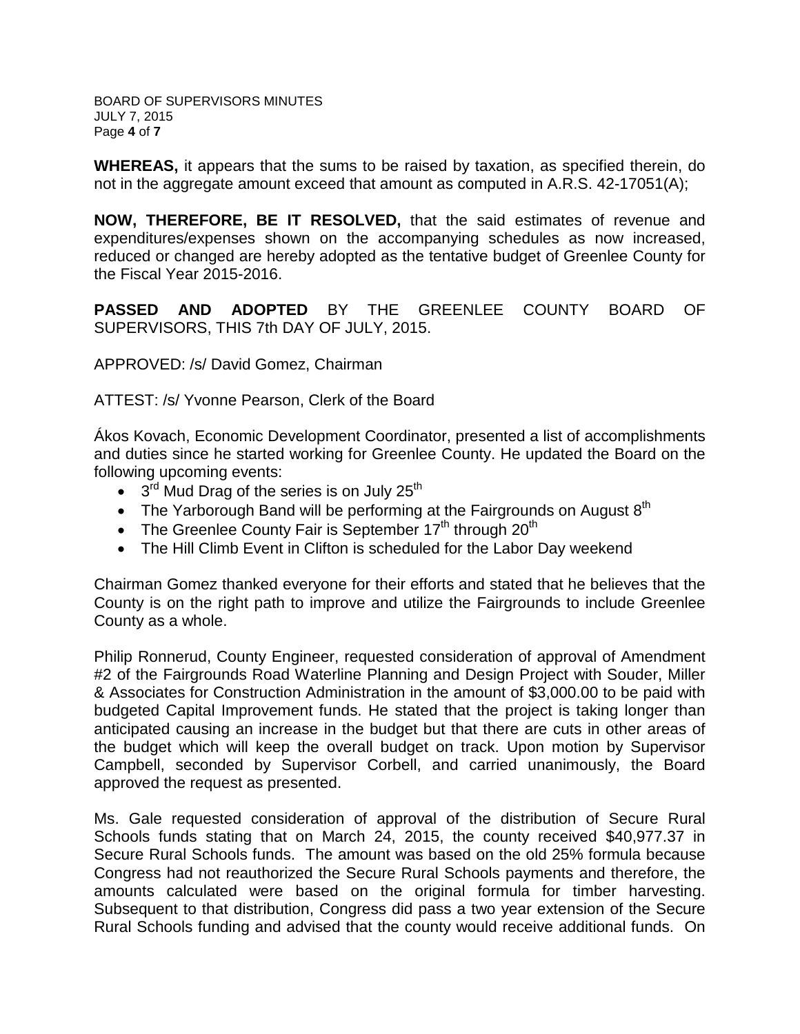**WHEREAS,** it appears that the sums to be raised by taxation, as specified therein, do not in the aggregate amount exceed that amount as computed in A.R.S. 42-17051(A);

**NOW, THEREFORE, BE IT RESOLVED,** that the said estimates of revenue and expenditures/expenses shown on the accompanying schedules as now increased, reduced or changed are hereby adopted as the tentative budget of Greenlee County for the Fiscal Year 2015-2016.

**PASSED AND ADOPTED** BY THE GREENLEE COUNTY BOARD OF SUPERVISORS, THIS 7th DAY OF JULY, 2015.

APPROVED: /s/ David Gomez, Chairman

ATTEST: /s/ Yvonne Pearson, Clerk of the Board

Ákos Kovach, Economic Development Coordinator, presented a list of accomplishments and duties since he started working for Greenlee County. He updated the Board on the following upcoming events:

- 3rd Mud Drag of the series is on July 25th
- The Yarborough Band will be performing at the Fairgrounds on August 8th
- The Greenlee County Fair is September 17th through 20th
- The Hill Climb Event in Clifton is scheduled for the Labor Day weekend

Chairman Gomez thanked everyone for their efforts and stated that he believes that the County is on the right path to improve and utilize the Fairgrounds to include Greenlee County as a whole.

Philip Ronnerud, County Engineer, requested consideration of approval of Amendment #2 of the Fairgrounds Road Waterline Planning and Design Project with Souder, Miller & Associates for Construction Administration in the amount of $3,000.00 to be paid with budgeted Capital Improvement funds. He stated that the project is taking longer than anticipated causing an increase in the budget but that there are cuts in other areas of the budget which will keep the overall budget on track. Upon motion by Supervisor Campbell, seconded by Supervisor Corbell, and carried unanimously, the Board approved the request as presented.

Ms. Gale requested consideration of approval of the distribution of Secure Rural Schools funds stating that on March 24, 2015, the county received $40,977.37 in Secure Rural Schools funds. The amount was based on the old 25% formula because Congress had not reauthorized the Secure Rural Schools payments and therefore, the amounts calculated were based on the original formula for timber harvesting. Subsequent to that distribution, Congress did pass a two year extension of the Secure Rural Schools funding and advised that the county would receive additional funds. On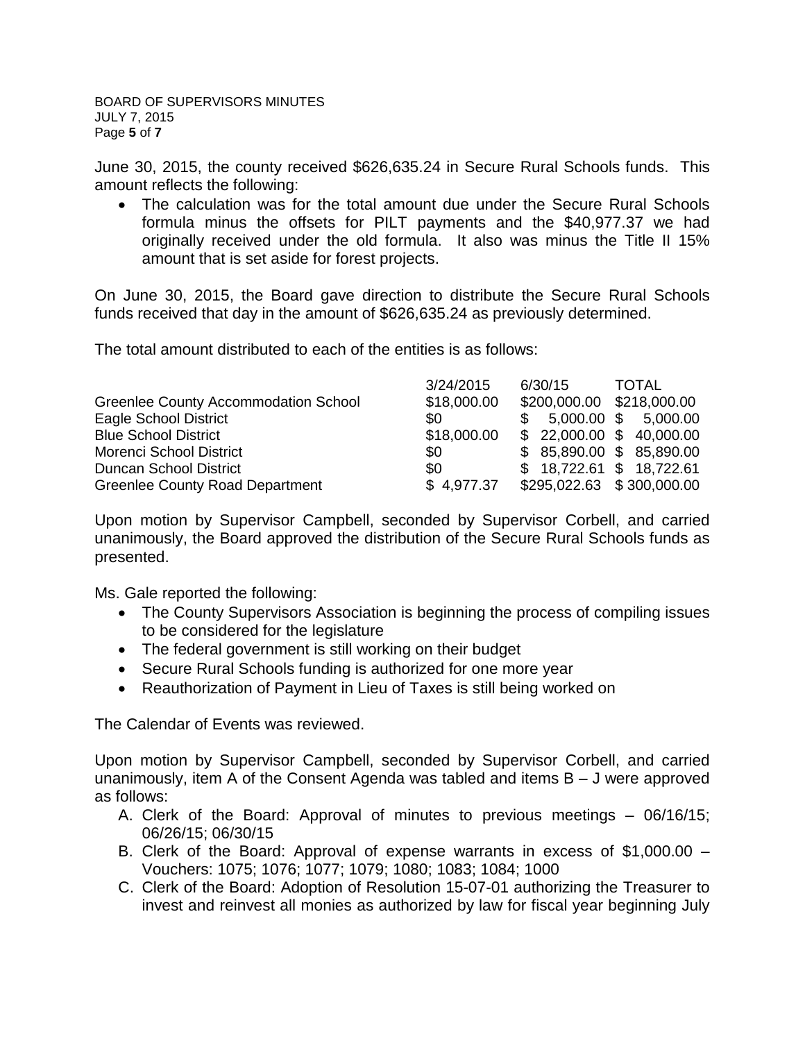June 30, 2015, the county received $626,635.24 in Secure Rural Schools funds. This amount reflects the following:

- The calculation was for the total amount due under the Secure Rural Schools formula minus the offsets for PILT payments and the $40,977.37 we had originally received under the old formula. It also was minus the Title II 15% amount that is set aside for forest projects.

On June 30, 2015, the Board gave direction to distribute the Secure Rural Schools funds received that day in the amount of $626,635.24 as previously determined.

The total amount distributed to each of the entities is as follows:

| | 3/24/2015 | 6/30/15 | TOTAL |
|---|---|---|---|
| Greenlee County Accommodation School | $18,000.00 | $200,000.00 | $218,000.00 |
| Eagle School District | $0 | $ 5,000.00 | $ 5,000.00 |
| Blue School District | $18,000.00 | $ 22,000.00 | $ 40,000.00 |
| Morenci School District | $0 | $ 85,890.00 | $ 85,890.00 |
| Duncan School District | $0 | $ 18,722.61 | $ 18,722.61 |
| Greenlee County Road Department | $ 4,977.37 | $295,022.63 | $ 300,000.00 |

Upon motion by Supervisor Campbell, seconded by Supervisor Corbell, and carried unanimously, the Board approved the distribution of the Secure Rural Schools funds as presented.

Ms. Gale reported the following:

- The County Supervisors Association is beginning the process of compiling issues to be considered for the legislature
- The federal government is still working on their budget
- Secure Rural Schools funding is authorized for one more year
- Reauthorization of Payment in Lieu of Taxes is still being worked on

The Calendar of Events was reviewed.

Upon motion by Supervisor Campbell, seconded by Supervisor Corbell, and carried unanimously, item A of the Consent Agenda was tabled and items B – J were approved as follows:

A. Clerk of the Board: Approval of minutes to previous meetings – 06/16/15; 06/26/15; 06/30/15
B. Clerk of the Board: Approval of expense warrants in excess of $1,000.00 – Vouchers: 1075; 1076; 1077; 1079; 1080; 1083; 1084; 1000
C. Clerk of the Board: Adoption of Resolution 15-07-01 authorizing the Treasurer to invest and reinvest all monies as authorized by law for fiscal year beginning July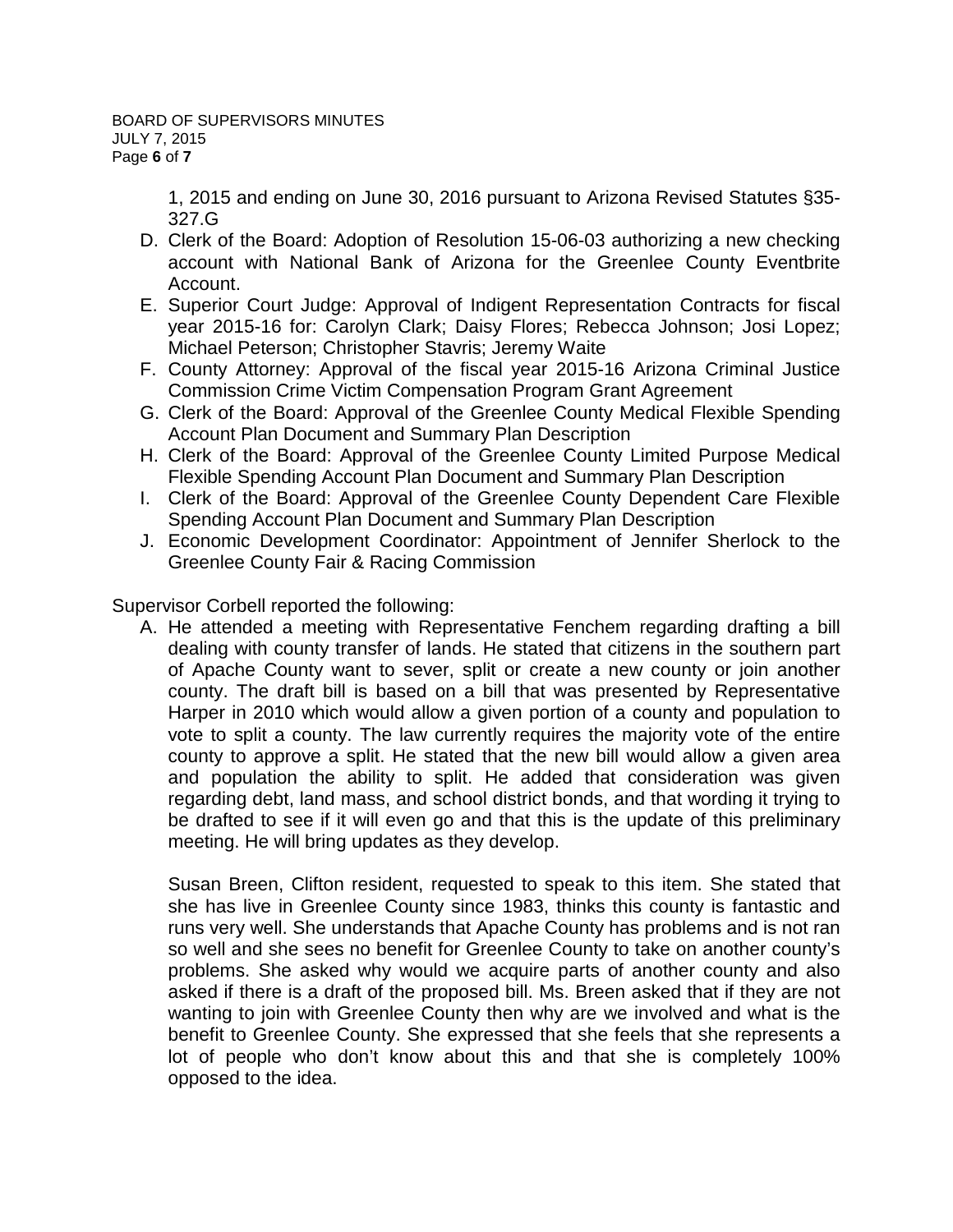1, 2015 and ending on June 30, 2016 pursuant to Arizona Revised Statutes §35-327.G

D. Clerk of the Board: Adoption of Resolution 15-06-03 authorizing a new checking account with National Bank of Arizona for the Greenlee County Eventbrite Account.
E. Superior Court Judge: Approval of Indigent Representation Contracts for fiscal year 2015-16 for: Carolyn Clark; Daisy Flores; Rebecca Johnson; Josi Lopez; Michael Peterson; Christopher Stavris; Jeremy Waite
F. County Attorney: Approval of the fiscal year 2015-16 Arizona Criminal Justice Commission Crime Victim Compensation Program Grant Agreement
G. Clerk of the Board: Approval of the Greenlee County Medical Flexible Spending Account Plan Document and Summary Plan Description
H. Clerk of the Board: Approval of the Greenlee County Limited Purpose Medical Flexible Spending Account Plan Document and Summary Plan Description
I. Clerk of the Board: Approval of the Greenlee County Dependent Care Flexible Spending Account Plan Document and Summary Plan Description
J. Economic Development Coordinator: Appointment of Jennifer Sherlock to the Greenlee County Fair & Racing Commission

Supervisor Corbell reported the following:

A. He attended a meeting with Representative Fenchem regarding drafting a bill dealing with county transfer of lands. He stated that citizens in the southern part of Apache County want to sever, split or create a new county or join another county. The draft bill is based on a bill that was presented by Representative Harper in 2010 which would allow a given portion of a county and population to vote to split a county. The law currently requires the majority vote of the entire county to approve a split. He stated that the new bill would allow a given area and population the ability to split. He added that consideration was given regarding debt, land mass, and school district bonds, and that wording it trying to be drafted to see if it will even go and that this is the update of this preliminary meeting. He will bring updates as they develop.

   Susan Breen, Clifton resident, requested to speak to this item. She stated that she has live in Greenlee County since 1983, thinks this county is fantastic and runs very well. She understands that Apache County has problems and is not ran so well and she sees no benefit for Greenlee County to take on another county's problems. She asked why would we acquire parts of another county and also asked if there is a draft of the proposed bill. Ms. Breen asked that if they are not wanting to join with Greenlee County then why are we involved and what is the benefit to Greenlee County. She expressed that she feels that she represents a lot of people who don't know about this and that she is completely 100% opposed to the idea.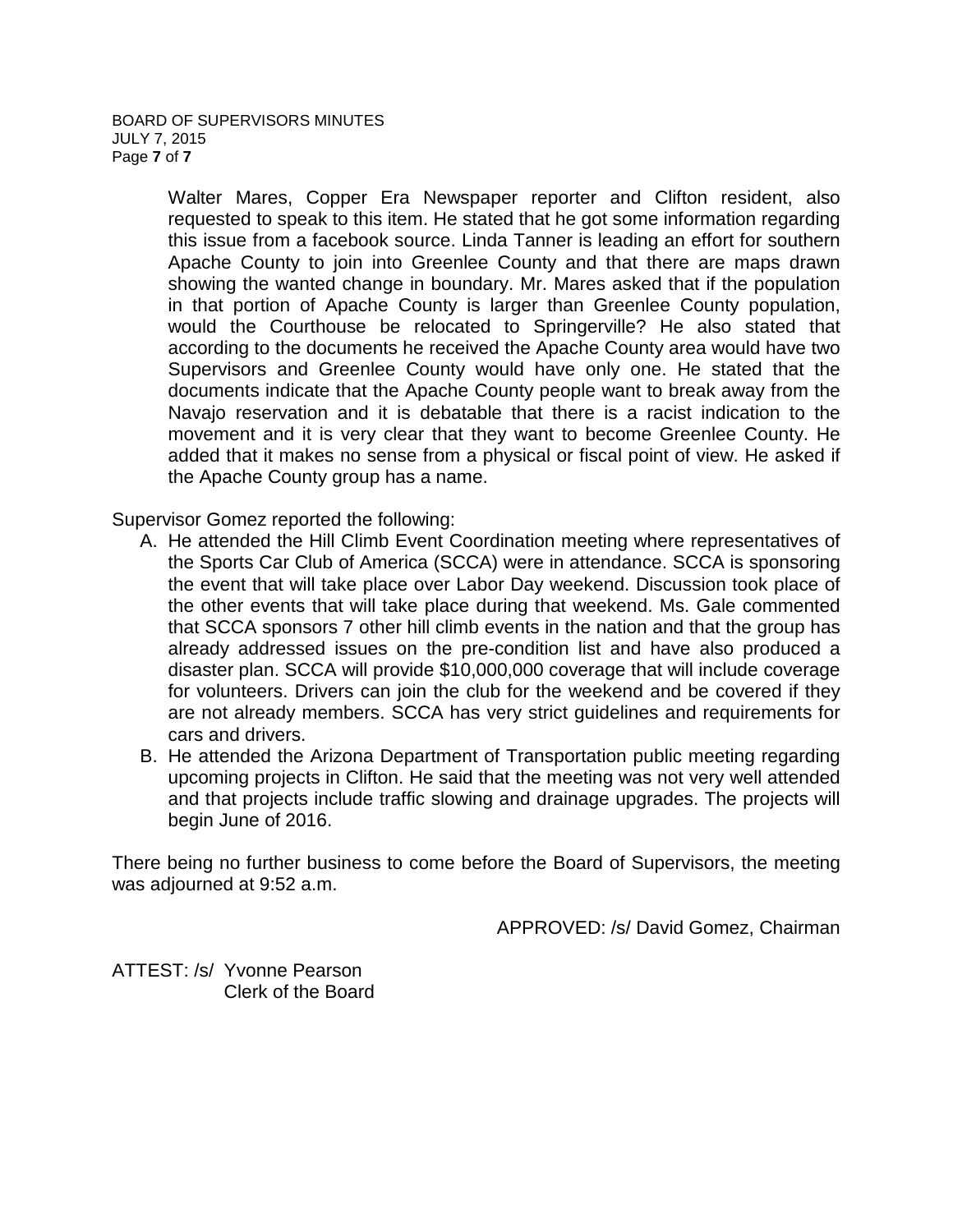Walter Mares, Copper Era Newspaper reporter and Clifton resident, also requested to speak to this item. He stated that he got some information regarding this issue from a facebook source. Linda Tanner is leading an effort for southern Apache County to join into Greenlee County and that there are maps drawn showing the wanted change in boundary. Mr. Mares asked that if the population in that portion of Apache County is larger than Greenlee County population, would the Courthouse be relocated to Springerville? He also stated that according to the documents he received the Apache County area would have two Supervisors and Greenlee County would have only one. He stated that the documents indicate that the Apache County people want to break away from the Navajo reservation and it is debatable that there is a racist indication to the movement and it is very clear that they want to become Greenlee County. He added that it makes no sense from a physical or fiscal point of view. He asked if the Apache County group has a name.

Supervisor Gomez reported the following:

A. He attended the Hill Climb Event Coordination meeting where representatives of the Sports Car Club of America (SCCA) were in attendance. SCCA is sponsoring the event that will take place over Labor Day weekend. Discussion took place of the other events that will take place during that weekend. Ms. Gale commented that SCCA sponsors 7 other hill climb events in the nation and that the group has already addressed issues on the pre-condition list and have also produced a disaster plan. SCCA will provide $10,000,000 coverage that will include coverage for volunteers. Drivers can join the club for the weekend and be covered if they are not already members. SCCA has very strict guidelines and requirements for cars and drivers.
B. He attended the Arizona Department of Transportation public meeting regarding upcoming projects in Clifton. He said that the meeting was not very well attended and that projects include traffic slowing and drainage upgrades. The projects will begin June of 2016.

There being no further business to come before the Board of Supervisors, the meeting was adjourned at 9:52 a.m.

APPROVED: /s/ David Gomez, Chairman

ATTEST: /s/ Yvonne Pearson
Clerk of the Board